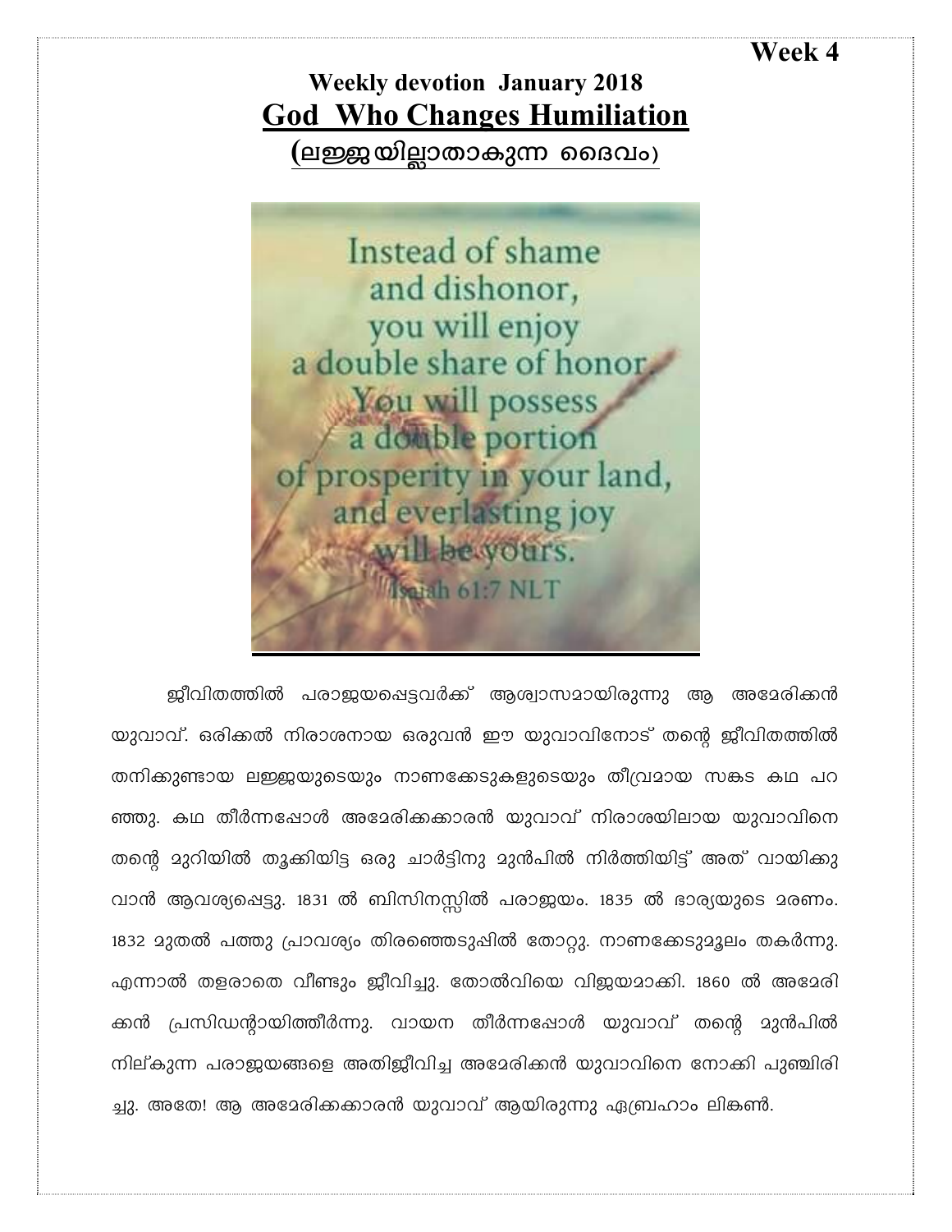**Week 4**

## Weekly devotion January 2018

# God Who Changes Humiliation

## (ലജ്ജയില്ലാതാകുന്ന ദൈവം)

Instead of shame and dishonor, you will enjoy a double share of honor. You will possess a double portion of prosperity in your land, and everlasting joy will be yours.
Isaiah 61:7 NLT

ജീവിതത്തിൽ പരാജയപ്പെട്ടവർക്ക് ആശ്വാസമായിരുന്നു ആ അമേരിക്കൻ യുവാവ്. ഒരിക്കൽ നിരാശനായ ഒരുവൻ ഈ യുവാവിനോട് തന്റെ ജീവിതത്തിൽ തനിക്കുണ്ടായ ലജ്ജയുടെയും നാണക്കേടുകളുടെയും തീവ്രമായ സങ്കട കഥ പറഞ്ഞു. കഥ തീർന്നപ്പോൾ അമേരിക്കക്കാരൻ യുവാവ് നിരാശയിലായ യുവാവിനെ തന്റെ മുറിയിൽ തൂക്കിയിട്ട ഒരു ചാർട്ടിനു മുൻപിൽ നിർത്തിയിട്ട് അത് വായിക്കുവാൻ ആവശ്യപ്പെട്ടു. 1831 ൽ ബിസിനസ്സിൽ പരാജയം. 1835 ൽ ഭാര്യയുടെ മരണം. 1832 മുതൽ പത്തു പ്രാവശ്യം തിരഞ്ഞെടുപ്പിൽ തോറ്റു. നാണക്കേടുമൂലം തകർന്നു. എന്നാൽ തളരാതെ വീണ്ടും ജീവിച്ചു. തോൽവിയെ വിജയമാക്കി. 1860 ൽ അമേരിക്കൻ പ്രസിഡന്റായിത്തീർന്നു. വായന തീർന്നപ്പോൾ യുവാവ് തന്റെ മുൻപിൽ നില്ക്കുന്ന പരാജയങ്ങളെ അതിജീവിച്ച അമേരിക്കൻ യുവാവിനെ നോക്കി പുഞ്ചിരിച്ചു. അതേ! ആ അമേരിക്കക്കാരൻ യുവാവ് ആയിരുന്നു ഏബ്രഹാം ലിങ്കൺ.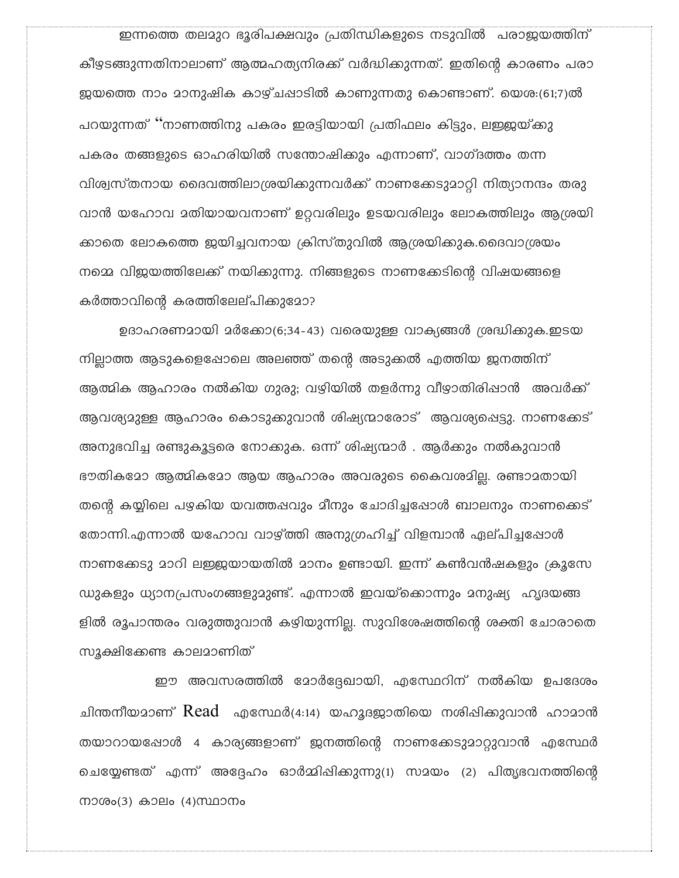ഇന്നത്തെ തലമുറ ഭൂരിപക്ഷവും പ്രതിസന്ധികളുടെ നടുവിൽ പരാജയത്തിന് കീഴടങ്ങുന്നതിനാലാണ് ആത്മഹത്യനിരക്ക് വർദ്ധിക്കുന്നത്. ഇതിന്റെ കാരണം പരാജയത്തെ നാം മാനുഷിക കാഴ്ചപ്പാടിൽ കാണുന്നതു കൊണ്ടാണ്. യെശ:(61;7)ൽ പറയുന്നത് "നാണത്തിനു പകരം ഇരട്ടിയായി പ്രതിഫലം കിട്ടും, ലജ്ജയ്ക്കു പകരം തങ്ങളുടെ ഓഹരിയിൽ സന്തോഷിക്കും എന്നാണ്, വാഗ്ദത്തം തന്ന വിശ്വസ്തനായ ദൈവത്തിലാശ്രയിക്കുന്നവർക്ക് നാണക്കേടുമാറ്റി നിത്യാനന്ദം തരുവാൻ യഹോവ മതിയായവനാണ് ഉറ്റവരിലും ഉടയവരിലും ലോകത്തിലും ആശ്രയിക്കാതെ ലോകത്തെ ജയിച്ചവനായ ക്രിസ്തുവിൽ ആശ്രയിക്കുക.ദൈവാശ്രയം നമ്മെ വിജയത്തിലേക്ക് നയിക്കുന്നു. നിങ്ങളുടെ നാണക്കേടിന്റെ വിഷയങ്ങളെ കർത്താവിന്റെ കരത്തിലേല്പിക്കുമോ?

ഉദാഹരണമായി മർക്കോ(6;34-43) വരെയുള്ള വാക്യങ്ങൾ ശ്രദ്ധിക്കുക.ഇടയനില്ലാത്ത ആടുകളെപ്പോലെ അലഞ്ഞ് തന്റെ അടുക്കൽ എത്തിയ ജനത്തിന് ആത്മിക ആഹാരം നൽകിയ ഗുരു; വഴിയിൽ തളർന്നു വീഴാതിരിപ്പാൻ അവർക്ക് ആവശ്യമുള്ള ആഹാരം കൊടുക്കുവാൻ ശിഷ്യന്മാരോട് ആവശ്യപ്പെട്ടു. നാണക്കേട് അനുഭവിച്ച രണ്ടുകൂട്ടരെ നോക്കുക. ഒന്ന് ശിഷ്യന്മാർ . ആർക്കും നൽകുവാൻ ഭൗതികമോ ആത്മികമോ ആയ ആഹാരം അവരുടെ കൈവശമില്ല. രണ്ടാമതായി തന്റെ കയ്യിലെ പഴകിയ യവത്തപ്പവും മീനും ചോദിച്ചപ്പോൾ ബാലനും നാണക്കെട് തോന്നി.എന്നാൽ യഹോവ വാഴ്ത്തി അനുഗ്രഹിച്ച് വിളമ്പാൻ ഏല്പിച്ചപ്പോൾ നാണക്കേടു മാറി ലജ്ജയായതിൽ മാനം ഉണ്ടായി. ഇന്ന് കൺവൻഷകളും ക്രൂസേഡുകളും ധ്യാനപ്രസംഗങ്ങളുമുണ്ട്. എന്നാൽ ഇവയ്ക്കൊന്നും മനുഷ്യ ഹൃദയങ്ങളിൽ രൂപാന്തരം വരുത്തുവാൻ കഴിയുന്നില്ല. സുവിശേഷത്തിന്റെ ശക്തി ചോരാതെ സൂക്ഷിക്കേണ്ട കാലമാണിത്

ഈ അവസരത്തിൽ മോർദ്ദേഖായി, എസ്ഥേറിന് നൽകിയ ഉപദേശം ചിന്തനീയമാണ് Read എസ്ഥേർ(4:14) യഹൂദജാതിയെ നശിപ്പിക്കുവാൻ ഹാമാൻ തയാറായപ്പോൾ 4 കാര്യങ്ങളാണ് ജനത്തിന്റെ നാണക്കേടുമാറ്റുവാൻ എസ്ഥേർ ചെയ്യേണ്ടത് എന്ന് അദ്ദേഹം ഓർമ്മിപ്പിക്കുന്നു(1) സമയം (2) പിതൃഭവനത്തിന്റെ നാശം(3) കാലം (4)സ്ഥാനം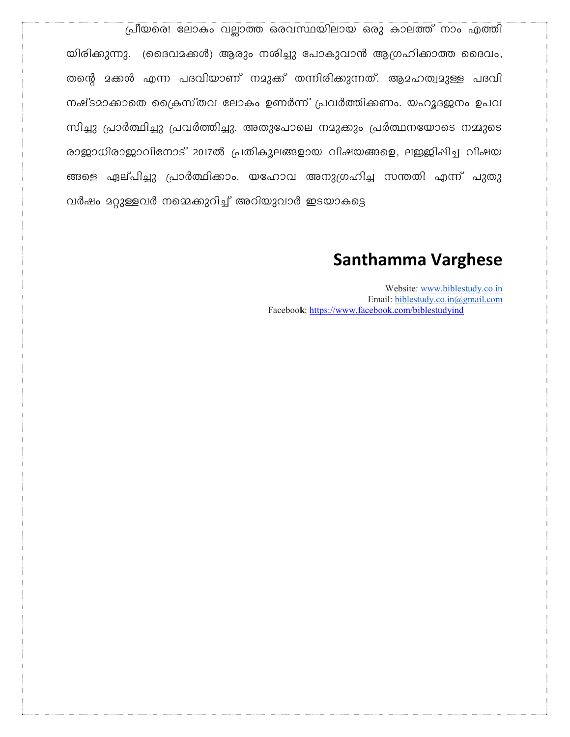പ്രീയരെ! ലോകം വല്ലാത്ത ഒരവസ്ഥയിലായ ഒരു കാലത്ത് നാം എത്തിയിരിക്കുന്നു. (ദൈവമക്കൾ) ആരും നശിച്ചു പോകുവാൻ ആഗ്രഹിക്കാത്ത ദൈവം, തന്റെ മക്കൾ എന്ന പദവിയാണ് നമുക്ക് തന്നിരിക്കുന്നത്. ആമഹത്വമുള്ള പദവി നഷ്ടമാക്കാതെ ക്രൈസ്തവ ലോകം ഉണർന്ന് പ്രവർത്തിക്കണം. യഹൂദജനം ഉപവസിച്ചു പ്രാർത്ഥിച്ചു പ്രവർത്തിച്ചു. അതുപോലെ നമുക്കും പ്രർത്ഥനയോടെ നമ്മുടെ രാജാധിരാജാവിനോട് 2017ൽ പ്രതികൂലങ്ങളായ വിഷയങ്ങളെ, ലജ്ജിപ്പിച്ച വിഷയങ്ങളെ ഏല്പിച്ചു പ്രാർത്ഥിക്കാം. യഹോവ അനുഗ്രഹിച്ച സന്തതി എന്ന് പുതുവർഷം മറ്റുള്ളവർ നമ്മെക്കുറിച്ച് അറിയുവാർ ഇടയാകട്ടെ

## Santhamma Varghese

Website: www.biblestudy.co.in
Email: biblestudy.co.in@gmail.com
Facebook: https://www.facebook.com/biblestudyind